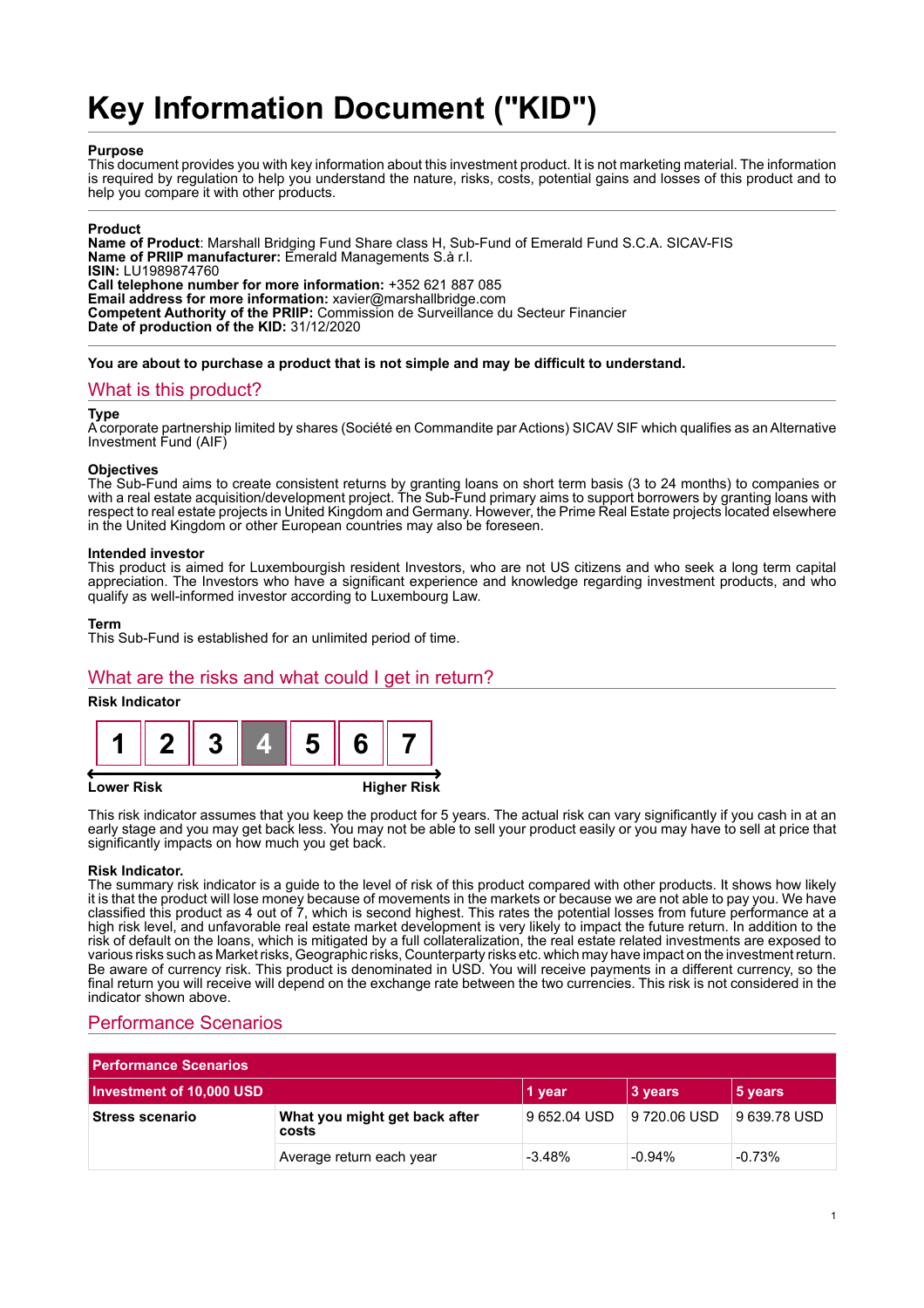# Key Information Document ("KID")

**Purpose**
This document provides you with key information about this investment product. It is not marketing material. The information is required by regulation to help you understand the nature, risks, costs, potential gains and losses of this product and to help you compare it with other products.

**Product**
**Name of Product**: Marshall Bridging Fund Share class H, Sub-Fund of Emerald Fund S.C.A. SICAV-FIS
**Name of PRIIP manufacturer:** Emerald Managements S.à r.l.
**ISIN:** LU1989874760
**Call telephone number for more information:** +352 621 887 085
**Email address for more information:** xavier@marshallbridge.com
**Competent Authority of the PRIIP:** Commission de Surveillance du Secteur Financier
**Date of production of the KID:** 31/12/2020

**You are about to purchase a product that is not simple and may be difficult to understand.**

## What is this product?

**Type**
A corporate partnership limited by shares (Société en Commandite par Actions) SICAV SIF which qualifies as an Alternative Investment Fund (AIF)

**Objectives**
The Sub-Fund aims to create consistent returns by granting loans on short term basis (3 to 24 months) to companies or with a real estate acquisition/development project. The Sub-Fund primary aims to support borrowers by granting loans with respect to real estate projects in United Kingdom and Germany. However, the Prime Real Estate projects located elsewhere in the United Kingdom or other European countries may also be foreseen.

**Intended investor**
This product is aimed for Luxembourgish resident Investors, who are not US citizens and who seek a long term capital appreciation. The Investors who have a significant experience and knowledge regarding investment products, and who qualify as well-informed investor according to Luxembourg Law.

**Term**
This Sub-Fund is established for an unlimited period of time.

## What are the risks and what could I get in return?

**Risk Indicator**

1 2 3 **4** 5 6 7

Lower Risk — Higher Risk

This risk indicator assumes that you keep the product for 5 years. The actual risk can vary significantly if you cash in at an early stage and you may get back less. You may not be able to sell your product easily or you may have to sell at price that significantly impacts on how much you get back.

**Risk Indicator.**
The summary risk indicator is a guide to the level of risk of this product compared with other products. It shows how likely it is that the product will lose money because of movements in the markets or because we are not able to pay you. We have classified this product as 4 out of 7, which is second highest. This rates the potential losses from future performance at a high risk level, and unfavorable real estate market development is very likely to impact the future return. In addition to the risk of default on the loans, which is mitigated by a full collateralization, the real estate related investments are exposed to various risks such as Market risks, Geographic risks, Counterparty risks etc. which may have impact on the investment return. Be aware of currency risk. This product is denominated in USD. You will receive payments in a different currency, so the final return you will receive will depend on the exchange rate between the two currencies. This risk is not considered in the indicator shown above.

## Performance Scenarios

| Performance Scenarios | | | | |
|---|---|---|---|---|
| **Investment of 10,000 USD** | | **1 year** | **3 years** | **5 years** |
| **Stress scenario** | **What you might get back after costs** | 9 652.04 USD | 9 720.06 USD | 9 639.78 USD |
| | Average return each year | -3.48% | -0.94% | -0.73% |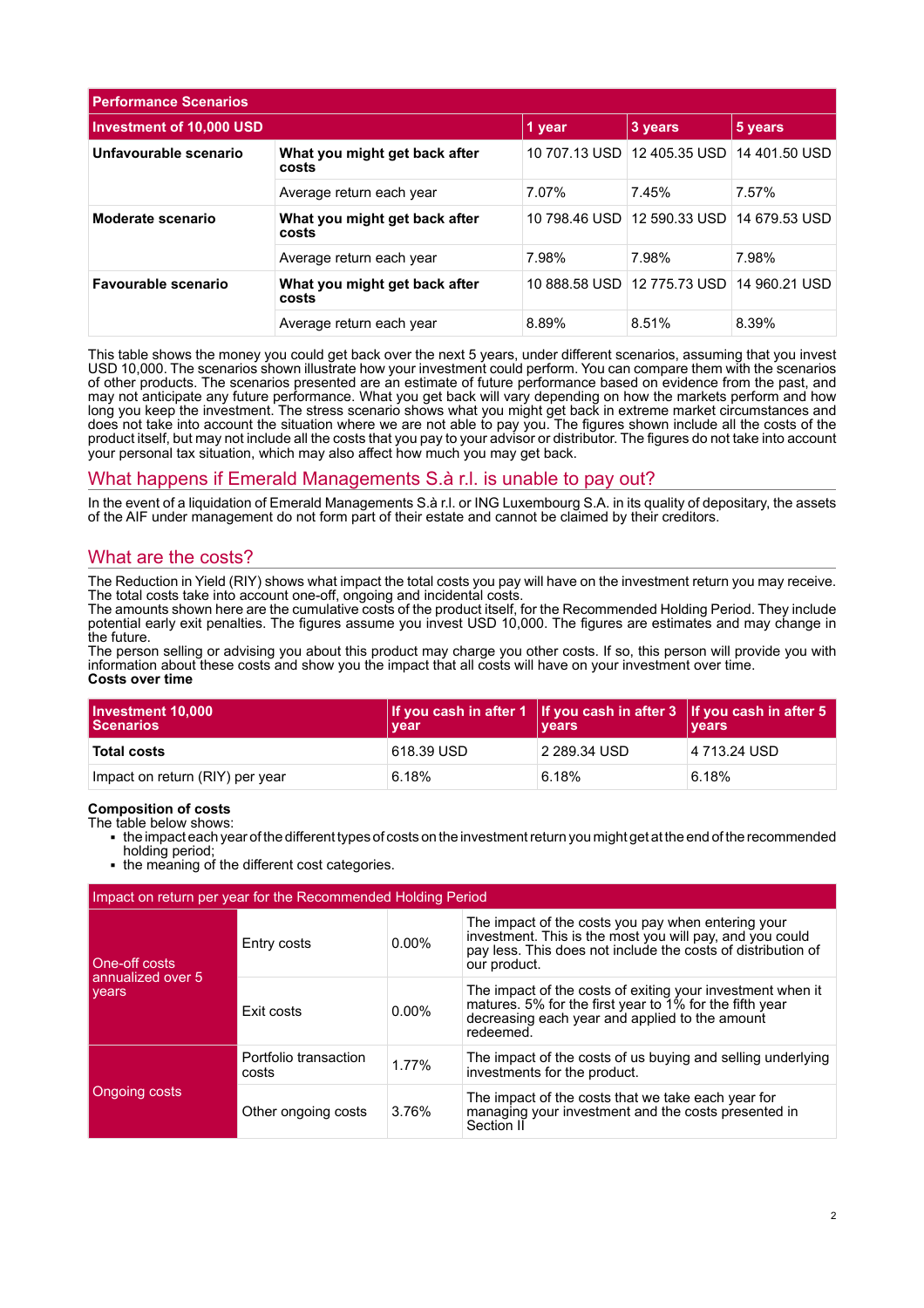| Performance Scenarios | | | | |
|---|---|---|---|---|
| **Investment of 10,000 USD** | | **1 year** | **3 years** | **5 years** |
| **Unfavourable scenario** | **What you might get back after costs** | 10 707.13 USD | 12 405.35 USD | 14 401.50 USD |
| | Average return each year | 7.07% | 7.45% | 7.57% |
| **Moderate scenario** | **What you might get back after costs** | 10 798.46 USD | 12 590.33 USD | 14 679.53 USD |
| | Average return each year | 7.98% | 7.98% | 7.98% |
| **Favourable scenario** | **What you might get back after costs** | 10 888.58 USD | 12 775.73 USD | 14 960.21 USD |
| | Average return each year | 8.89% | 8.51% | 8.39% |

This table shows the money you could get back over the next 5 years, under different scenarios, assuming that you invest USD 10,000. The scenarios shown illustrate how your investment could perform. You can compare them with the scenarios of other products. The scenarios presented are an estimate of future performance based on evidence from the past, and may not anticipate any future performance. What you get back will vary depending on how the markets perform and how long you keep the investment. The stress scenario shows what you might get back in extreme market circumstances and does not take into account the situation where we are not able to pay you. The figures shown include all the costs of the product itself, but may not include all the costs that you pay to your advisor or distributor. The figures do not take into account your personal tax situation, which may also affect how much you may get back.

## What happens if Emerald Managements S.à r.l. is unable to pay out?

In the event of a liquidation of Emerald Managements S.à r.l. or ING Luxembourg S.A. in its quality of depositary, the assets of the AIF under management do not form part of their estate and cannot be claimed by their creditors.

## What are the costs?

The Reduction in Yield (RIY) shows what impact the total costs you pay will have on the investment return you may receive. The total costs take into account one-off, ongoing and incidental costs.
The amounts shown here are the cumulative costs of the product itself, for the Recommended Holding Period. They include potential early exit penalties. The figures assume you invest USD 10,000. The figures are estimates and may change in the future.
The person selling or advising you about this product may charge you other costs. If so, this person will provide you with information about these costs and show you the impact that all costs will have on your investment over time.
**Costs over time**

| Investment 10,000 Scenarios | If you cash in after 1 year | If you cash in after 3 years | If you cash in after 5 years |
|---|---|---|---|
| **Total costs** | 618.39 USD | 2 289.34 USD | 4 713.24 USD |
| Impact on return (RIY) per year | 6.18% | 6.18% | 6.18% |

**Composition of costs**
The table below shows:

- the impact each year of the different types of costs on the investment return you might get at the end of the recommended holding period;
- the meaning of the different cost categories.

| Impact on return per year for the Recommended Holding Period | | | |
|---|---|---|---|
| One-off costs annualized over 5 years | Entry costs | 0.00% | The impact of the costs you pay when entering your investment. This is the most you will pay, and you could pay less. This does not include the costs of distribution of our product. |
| | Exit costs | 0.00% | The impact of the costs of exiting your investment when it matures. 5% for the first year to 1% for the fifth year decreasing each year and applied to the amount redeemed. |
| Ongoing costs | Portfolio transaction costs | 1.77% | The impact of the costs of us buying and selling underlying investments for the product. |
| | Other ongoing costs | 3.76% | The impact of the costs that we take each year for managing your investment and the costs presented in Section II |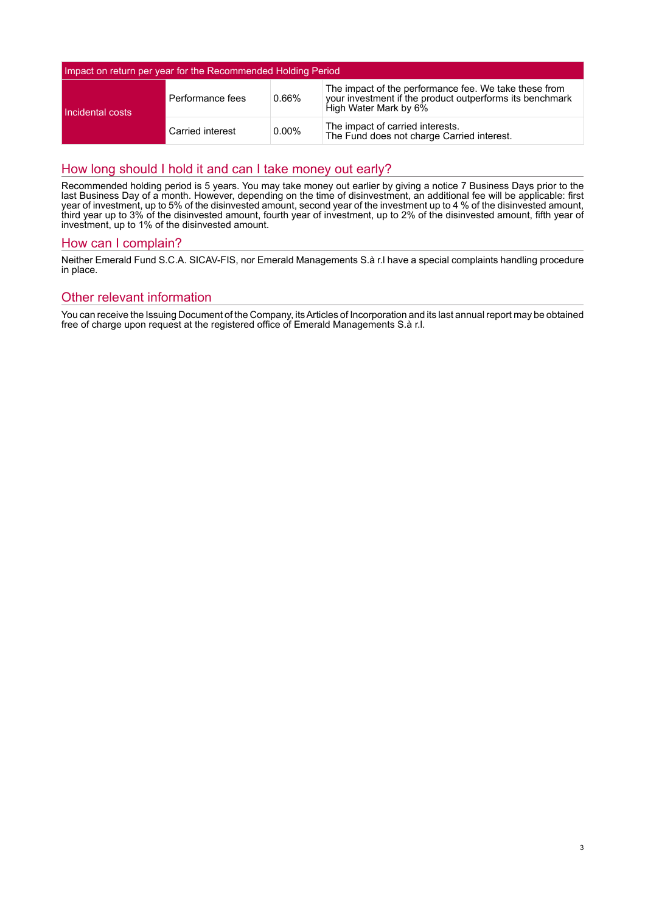| Impact on return per year for the Recommended Holding Period | | | |
|---|---|---|---|
| Incidental costs | Performance fees | 0.66% | The impact of the performance fee. We take these from your investment if the product outperforms its benchmark High Water Mark by 6% |
| | Carried interest | 0.00% | The impact of carried interests. The Fund does not charge Carried interest. |

## How long should I hold it and can I take money out early?

Recommended holding period is 5 years. You may take money out earlier by giving a notice 7 Business Days prior to the last Business Day of a month. However, depending on the time of disinvestment, an additional fee will be applicable: first year of investment, up to 5% of the disinvested amount, second year of the investment up to 4 % of the disinvested amount, third year up to 3% of the disinvested amount, fourth year of investment, up to 2% of the disinvested amount, fifth year of investment, up to 1% of the disinvested amount.

## How can I complain?

Neither Emerald Fund S.C.A. SICAV-FIS, nor Emerald Managements S.à r.l have a special complaints handling procedure in place.

## Other relevant information

You can receive the Issuing Document of the Company, its Articles of Incorporation and its last annual report may be obtained free of charge upon request at the registered office of Emerald Managements S.à r.l.